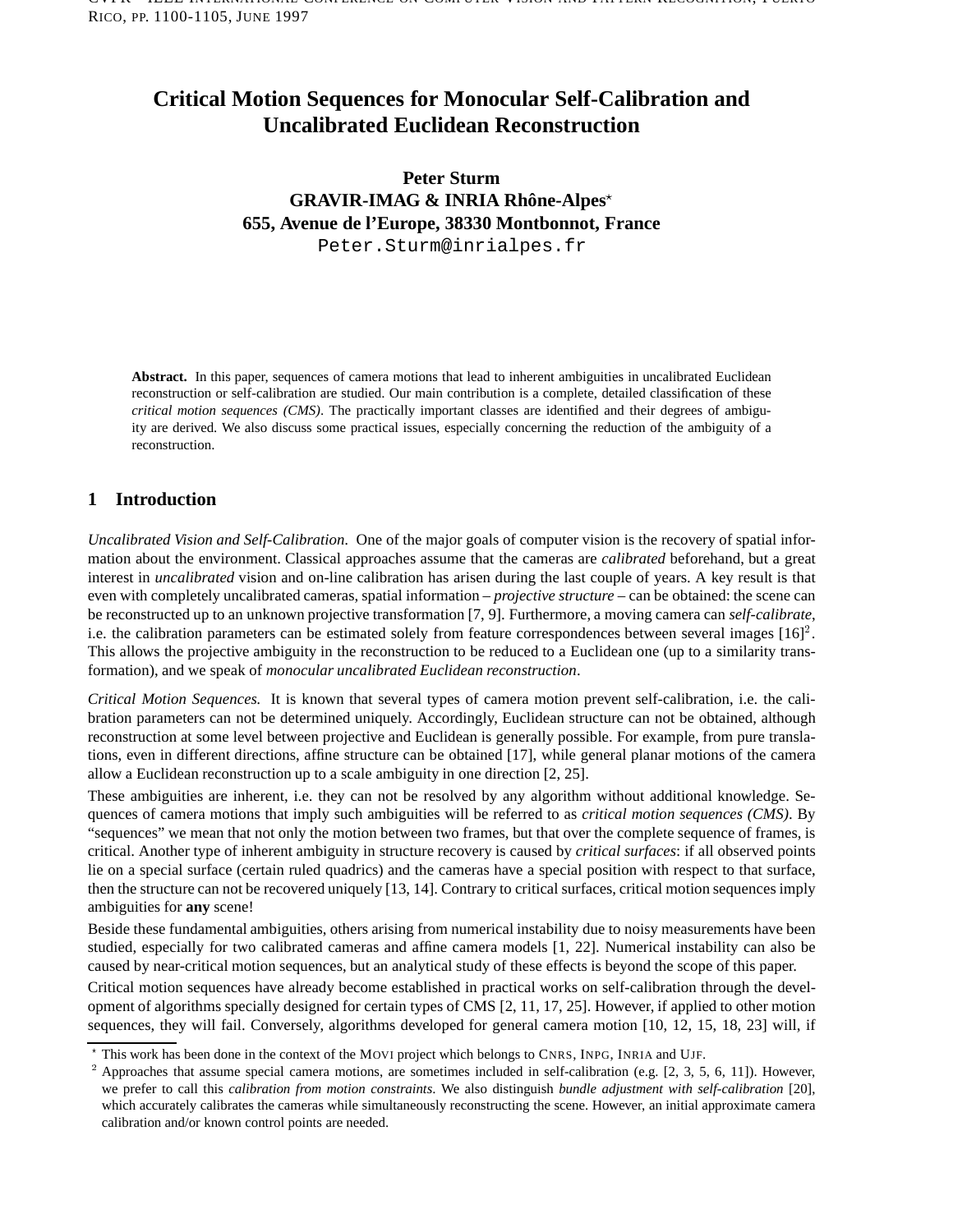# Critical Motion Sequences for Monocular Self-Calibration and Uncalibrated Euclidean Reconstruction

**Peter Sturm**
**GRAVIR-IMAG & INRIA Rhône-Alpes***
**655, Avenue de l'Europe, 38330 Montbonnot, France**
Peter.Sturm@inrialpes.fr

**Abstract.** In this paper, sequences of camera motions that lead to inherent ambiguities in uncalibrated Euclidean reconstruction or self-calibration are studied. Our main contribution is a complete, detailed classification of these *critical motion sequences (CMS)*. The practically important classes are identified and their degrees of ambiguity are derived. We also discuss some practical issues, especially concerning the reduction of the ambiguity of a reconstruction.

## 1 Introduction

*Uncalibrated Vision and Self-Calibration.* One of the major goals of computer vision is the recovery of spatial information about the environment. Classical approaches assume that the cameras are *calibrated* beforehand, but a great interest in *uncalibrated* vision and on-line calibration has arisen during the last couple of years. A key result is that even with completely uncalibrated cameras, spatial information – *projective structure* – can be obtained: the scene can be reconstructed up to an unknown projective transformation [7, 9]. Furthermore, a moving camera can *self-calibrate*, i.e. the calibration parameters can be estimated solely from feature correspondences between several images [16][2]. This allows the projective ambiguity in the reconstruction to be reduced to a Euclidean one (up to a similarity transformation), and we speak of *monocular uncalibrated Euclidean reconstruction*.

*Critical Motion Sequences.* It is known that several types of camera motion prevent self-calibration, i.e. the calibration parameters can not be determined uniquely. Accordingly, Euclidean structure can not be obtained, although reconstruction at some level between projective and Euclidean is generally possible. For example, from pure translations, even in different directions, affine structure can be obtained [17], while general planar motions of the camera allow a Euclidean reconstruction up to a scale ambiguity in one direction [2, 25].

These ambiguities are inherent, i.e. they can not be resolved by any algorithm without additional knowledge. Sequences of camera motions that imply such ambiguities will be referred to as *critical motion sequences (CMS)*. By "sequences" we mean that not only the motion between two frames, but that over the complete sequence of frames, is critical. Another type of inherent ambiguity in structure recovery is caused by *critical surfaces*: if all observed points lie on a special surface (certain ruled quadrics) and the cameras have a special position with respect to that surface, then the structure can not be recovered uniquely [13, 14]. Contrary to critical surfaces, critical motion sequences imply ambiguities for **any** scene!

Beside these fundamental ambiguities, others arising from numerical instability due to noisy measurements have been studied, especially for two calibrated cameras and affine camera models [1, 22]. Numerical instability can also be caused by near-critical motion sequences, but an analytical study of these effects is beyond the scope of this paper.

Critical motion sequences have already become established in practical works on self-calibration through the development of algorithms specially designed for certain types of CMS [2, 11, 17, 25]. However, if applied to other motion sequences, they will fail. Conversely, algorithms developed for general camera motion [10, 12, 15, 18, 23] will, if

---

* This work has been done in the context of the MOVI project which belongs to CNRS, INPG, INRIA and UJF.

[2] Approaches that assume special camera motions, are sometimes included in self-calibration (e.g. [2, 3, 5, 6, 11]). However, we prefer to call this *calibration from motion constraints*. We also distinguish *bundle adjustment with self-calibration* [20], which accurately calibrates the cameras while simultaneously reconstructing the scene. However, an initial approximate camera calibration and/or known control points are needed.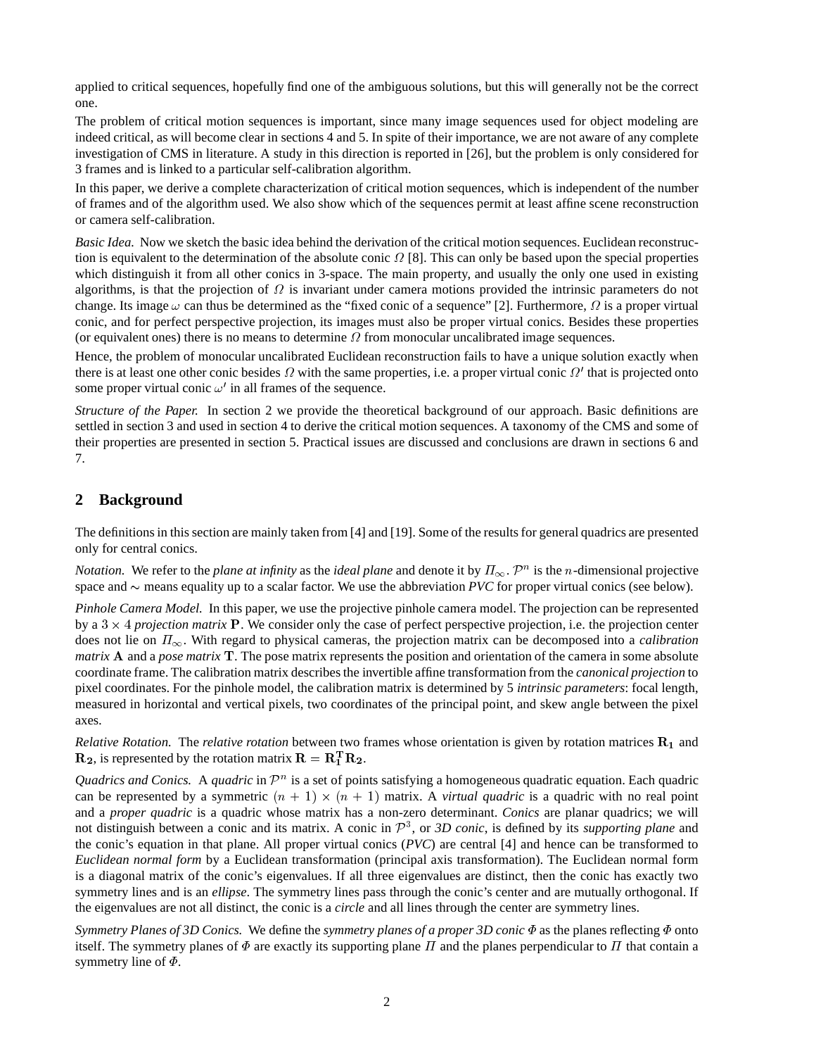applied to critical sequences, hopefully find one of the ambiguous solutions, but this will generally not be the correct one.

The problem of critical motion sequences is important, since many image sequences used for object modeling are indeed critical, as will become clear in sections 4 and 5. In spite of their importance, we are not aware of any complete investigation of CMS in literature. A study in this direction is reported in [26], but the problem is only considered for 3 frames and is linked to a particular self-calibration algorithm.

In this paper, we derive a complete characterization of critical motion sequences, which is independent of the number of frames and of the algorithm used. We also show which of the sequences permit at least affine scene reconstruction or camera self-calibration.

*Basic Idea.* Now we sketch the basic idea behind the derivation of the critical motion sequences. Euclidean reconstruction is equivalent to the determination of the absolute conic $\Omega$ [8]. This can only be based upon the special properties which distinguish it from all other conics in 3-space. The main property, and usually the only one used in existing algorithms, is that the projection of $\Omega$ is invariant under camera motions provided the intrinsic parameters do not change. Its image $\omega$ can thus be determined as the "fixed conic of a sequence" [2]. Furthermore, $\Omega$ is a proper virtual conic, and for perfect perspective projection, its images must also be proper virtual conics. Besides these properties (or equivalent ones) there is no means to determine $\Omega$ from monocular uncalibrated image sequences.

Hence, the problem of monocular uncalibrated Euclidean reconstruction fails to have a unique solution exactly when there is at least one other conic besides $\Omega$ with the same properties, i.e. a proper virtual conic $\Omega'$ that is projected onto some proper virtual conic $\omega'$ in all frames of the sequence.

*Structure of the Paper.* In section 2 we provide the theoretical background of our approach. Basic definitions are settled in section 3 and used in section 4 to derive the critical motion sequences. A taxonomy of the CMS and some of their properties are presented in section 5. Practical issues are discussed and conclusions are drawn in sections 6 and 7.

## 2 Background

The definitions in this section are mainly taken from [4] and [19]. Some of the results for general quadrics are presented only for central conics.

*Notation.* We refer to the *plane at infinity* as the *ideal plane* and denote it by $\Pi_\infty$. $\mathcal{P}^n$ is the $n$-dimensional projective space and $\sim$ means equality up to a scalar factor. We use the abbreviation *PVC* for proper virtual conics (see below).

*Pinhole Camera Model.* In this paper, we use the projective pinhole camera model. The projection can be represented by a $3 \times 4$ *projection matrix* $\mathbf{P}$. We consider only the case of perfect perspective projection, i.e. the projection center does not lie on $\Pi_\infty$. With regard to physical cameras, the projection matrix can be decomposed into a *calibration matrix* $\mathbf{A}$ and a *pose matrix* $\mathbf{T}$. The pose matrix represents the position and orientation of the camera in some absolute coordinate frame. The calibration matrix describes the invertible affine transformation from the *canonical projection* to pixel coordinates. For the pinhole model, the calibration matrix is determined by 5 *intrinsic parameters*: focal length, measured in horizontal and vertical pixels, two coordinates of the principal point, and skew angle between the pixel axes.

*Relative Rotation.* The *relative rotation* between two frames whose orientation is given by rotation matrices $\mathbf{R_1}$ and $\mathbf{R_2}$, is represented by the rotation matrix $\mathbf{R} = \mathbf{R_1^T R_2}$.

*Quadrics and Conics.* A *quadric* in $\mathcal{P}^n$ is a set of points satisfying a homogeneous quadratic equation. Each quadric can be represented by a symmetric $(n+1) \times (n+1)$ matrix. A *virtual quadric* is a quadric with no real point and a *proper quadric* is a quadric whose matrix has a non-zero determinant. *Conics* are planar quadrics; we will not distinguish between a conic and its matrix. A conic in $\mathcal{P}^3$, or *3D conic*, is defined by its *supporting plane* and the conic's equation in that plane. All proper virtual conics (*PVC*) are central [4] and hence can be transformed to *Euclidean normal form* by a Euclidean transformation (principal axis transformation). The Euclidean normal form is a diagonal matrix of the conic's eigenvalues. If all three eigenvalues are distinct, then the conic has exactly two symmetry lines and is an *ellipse*. The symmetry lines pass through the conic's center and are mutually orthogonal. If the eigenvalues are not all distinct, the conic is a *circle* and all lines through the center are symmetry lines.

*Symmetry Planes of 3D Conics.* We define the *symmetry planes of a proper 3D conic* $\Phi$ as the planes reflecting $\Phi$ onto itself. The symmetry planes of $\Phi$ are exactly its supporting plane $\Pi$ and the planes perpendicular to $\Pi$ that contain a symmetry line of $\Phi$.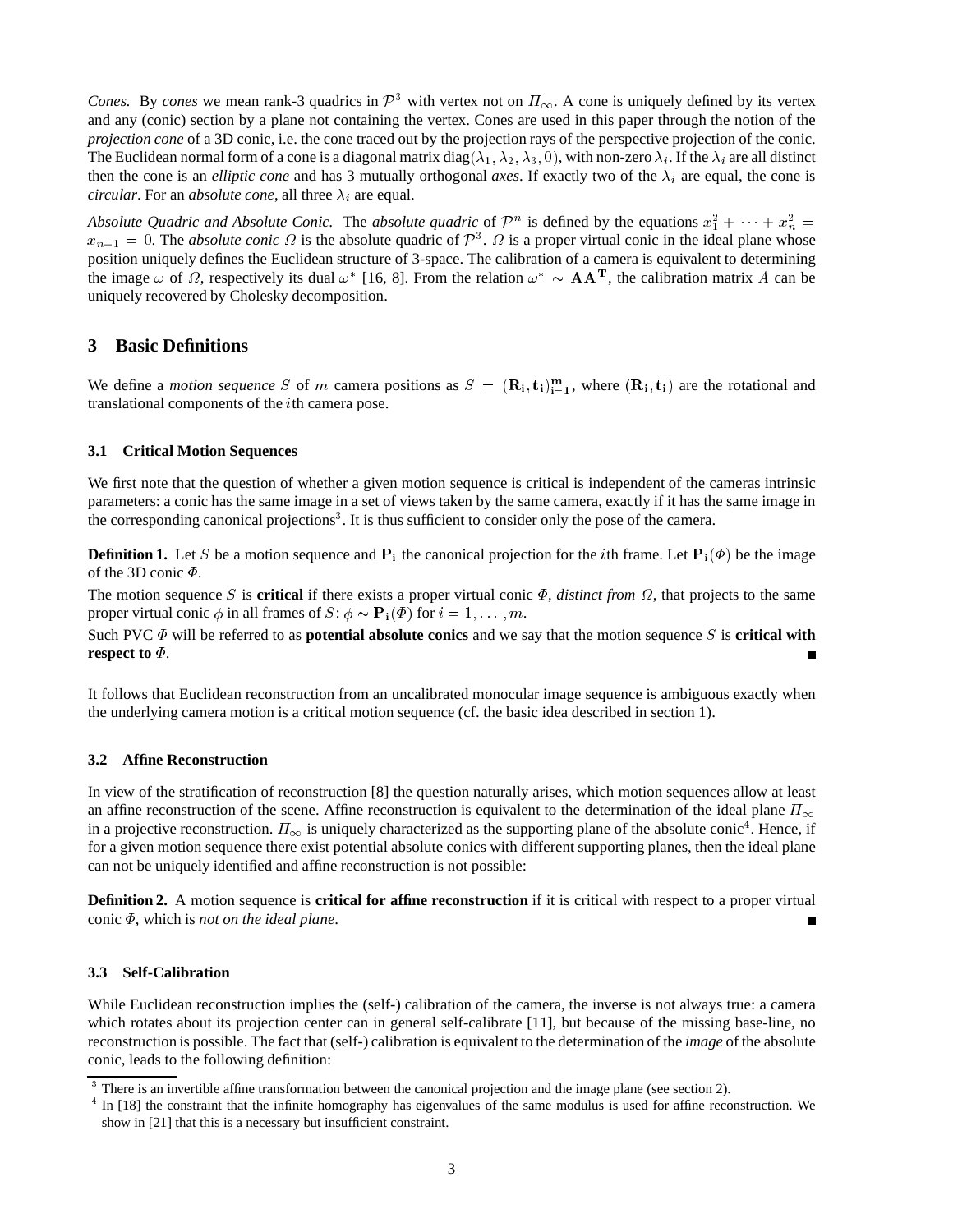*Cones.* By *cones* we mean rank-3 quadrics in $\mathcal{P}^3$ with vertex not on $\Pi_\infty$. A cone is uniquely defined by its vertex and any (conic) section by a plane not containing the vertex. Cones are used in this paper through the notion of the *projection cone* of a 3D conic, i.e. the cone traced out by the projection rays of the perspective projection of the conic. The Euclidean normal form of a cone is a diagonal matrix $\text{diag}(\lambda_1, \lambda_2, \lambda_3, 0)$, with non-zero $\lambda_i$. If the $\lambda_i$ are all distinct then the cone is an *elliptic cone* and has 3 mutually orthogonal *axes*. If exactly two of the $\lambda_i$ are equal, the cone is *circular*. For an *absolute cone*, all three $\lambda_i$ are equal.

*Absolute Quadric and Absolute Conic.* The *absolute quadric* of $\mathcal{P}^n$ is defined by the equations $x_1^2 + \cdots + x_n^2 = x_{n+1} = 0$. The *absolute conic* $\Omega$ is the absolute quadric of $\mathcal{P}^3$. $\Omega$ is a proper virtual conic in the ideal plane whose position uniquely defines the Euclidean structure of 3-space. The calibration of a camera is equivalent to determining the image $\omega$ of $\Omega$, respectively its dual $\omega^*$ [16, 8]. From the relation $\omega^* \sim \mathbf{A}\mathbf{A}^\mathbf{T}$, the calibration matrix $A$ can be uniquely recovered by Cholesky decomposition.

## 3 Basic Definitions

We define a *motion sequence* $S$ of $m$ camera positions as $S = (\mathbf{R_i}, \mathbf{t_i})_{\mathbf{i=1}}^{\mathbf{m}}$, where $(\mathbf{R_i}, \mathbf{t_i})$ are the rotational and translational components of the $i$th camera pose.

### 3.1 Critical Motion Sequences

We first note that the question of whether a given motion sequence is critical is independent of the cameras intrinsic parameters: a conic has the same image in a set of views taken by the same camera, exactly if it has the same image in the corresponding canonical projections[3]. It is thus sufficient to consider only the pose of the camera.

**Definition 1.** Let $S$ be a motion sequence and $\mathbf{P_i}$ the canonical projection for the $i$th frame. Let $\mathbf{P_i}(\Phi)$ be the image of the 3D conic $\Phi$.

The motion sequence $S$ is **critical** if there exists a proper virtual conic $\Phi$, *distinct from* $\Omega$, that projects to the same proper virtual conic $\phi$ in all frames of $S$: $\phi \sim \mathbf{P_i}(\Phi)$ for $i = 1, \ldots, m$.

Such PVC $\Phi$ will be referred to as **potential absolute conics** and we say that the motion sequence $S$ is **critical with respect to** $\Phi$. ∎

It follows that Euclidean reconstruction from an uncalibrated monocular image sequence is ambiguous exactly when the underlying camera motion is a critical motion sequence (cf. the basic idea described in section 1).

### 3.2 Affine Reconstruction

In view of the stratification of reconstruction [8] the question naturally arises, which motion sequences allow at least an affine reconstruction of the scene. Affine reconstruction is equivalent to the determination of the ideal plane $\Pi_\infty$ in a projective reconstruction. $\Pi_\infty$ is uniquely characterized as the supporting plane of the absolute conic[4]. Hence, if for a given motion sequence there exist potential absolute conics with different supporting planes, then the ideal plane can not be uniquely identified and affine reconstruction is not possible:

**Definition 2.** A motion sequence is **critical for affine reconstruction** if it is critical with respect to a proper virtual conic $\Phi$, which is *not on the ideal plane*. ∎

### 3.3 Self-Calibration

While Euclidean reconstruction implies the (self-) calibration of the camera, the inverse is not always true: a camera which rotates about its projection center can in general self-calibrate [11], but because of the missing base-line, no reconstruction is possible. The fact that (self-) calibration is equivalent to the determination of the *image* of the absolute conic, leads to the following definition:

[3] There is an invertible affine transformation between the canonical projection and the image plane (see section 2).

[4] In [18] the constraint that the infinite homography has eigenvalues of the same modulus is used for affine reconstruction. We show in [21] that this is a necessary but insufficient constraint.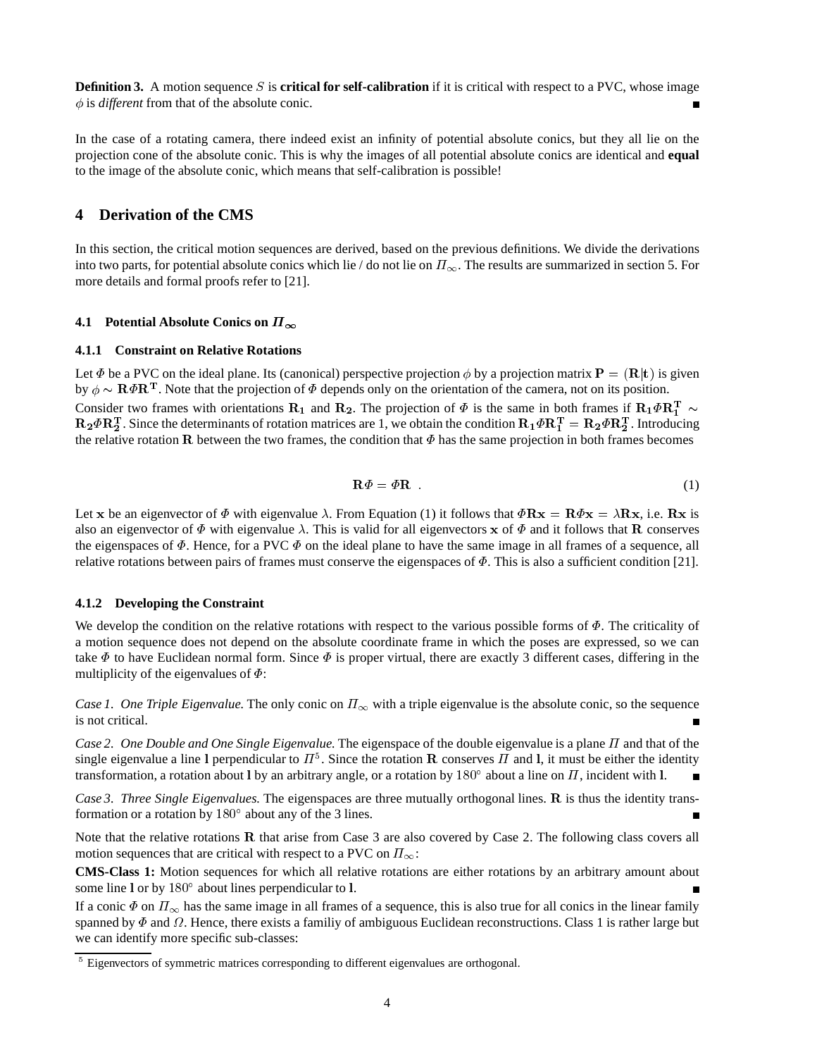**Definition 3.** A motion sequence $S$ is **critical for self-calibration** if it is critical with respect to a PVC, whose image $\phi$ is *different* from that of the absolute conic. ■

In the case of a rotating camera, there indeed exist an infinity of potential absolute conics, but they all lie on the projection cone of the absolute conic. This is why the images of all potential absolute conics are identical and **equal** to the image of the absolute conic, which means that self-calibration is possible!

## 4 Derivation of the CMS

In this section, the critical motion sequences are derived, based on the previous definitions. We divide the derivations into two parts, for potential absolute conics which lie / do not lie on $\Pi_\infty$. The results are summarized in section 5. For more details and formal proofs refer to [21].

### 4.1 Potential Absolute Conics on $\Pi_\infty$

#### 4.1.1 Constraint on Relative Rotations

Let $\Phi$ be a PVC on the ideal plane. Its (canonical) perspective projection $\phi$ by a projection matrix $\mathbf{P} = (\mathbf{R}|\mathbf{t})$ is given by $\phi \sim \mathbf{R}\Phi\mathbf{R}^\mathbf{T}$. Note that the projection of $\Phi$ depends only on the orientation of the camera, not on its position.

Consider two frames with orientations $\mathbf{R_1}$ and $\mathbf{R_2}$. The projection of $\Phi$ is the same in both frames if $\mathbf{R_1}\Phi\mathbf{R_1^T} \sim \mathbf{R_2}\Phi\mathbf{R_2^T}$. Since the determinants of rotation matrices are 1, we obtain the condition $\mathbf{R_1}\Phi\mathbf{R_1^T} = \mathbf{R_2}\Phi\mathbf{R_2^T}$. Introducing the relative rotation $\mathbf{R}$ between the two frames, the condition that $\Phi$ has the same projection in both frames becomes

$$\mathbf{R}\Phi = \Phi\mathbf{R} \quad . \tag{1}$$

Let $\mathbf{x}$ be an eigenvector of $\Phi$ with eigenvalue $\lambda$. From Equation (1) it follows that $\Phi\mathbf{R}\mathbf{x} = \mathbf{R}\Phi\mathbf{x} = \lambda\mathbf{R}\mathbf{x}$, i.e. $\mathbf{R}\mathbf{x}$ is also an eigenvector of $\Phi$ with eigenvalue $\lambda$. This is valid for all eigenvectors $\mathbf{x}$ of $\Phi$ and it follows that $\mathbf{R}$ conserves the eigenspaces of $\Phi$. Hence, for a PVC $\Phi$ on the ideal plane to have the same image in all frames of a sequence, all relative rotations between pairs of frames must conserve the eigenspaces of $\Phi$. This is also a sufficient condition [21].

#### 4.1.2 Developing the Constraint

We develop the condition on the relative rotations with respect to the various possible forms of $\Phi$. The criticality of a motion sequence does not depend on the absolute coordinate frame in which the poses are expressed, so we can take $\Phi$ to have Euclidean normal form. Since $\Phi$ is proper virtual, there are exactly 3 different cases, differing in the multiplicity of the eigenvalues of $\Phi$:

*Case 1. One Triple Eigenvalue.* The only conic on $\Pi_\infty$ with a triple eigenvalue is the absolute conic, so the sequence is not critical. ■

*Case 2. One Double and One Single Eigenvalue.* The eigenspace of the double eigenvalue is a plane $\Pi$ and that of the single eigenvalue a line $\mathbf{l}$ perpendicular to $\Pi$[5]. Since the rotation $\mathbf{R}$ conserves $\Pi$ and $\mathbf{l}$, it must be either the identity transformation, a rotation about $\mathbf{l}$ by an arbitrary angle, or a rotation by $180°$ about a line on $\Pi$, incident with $\mathbf{l}$. ■

*Case 3. Three Single Eigenvalues.* The eigenspaces are three mutually orthogonal lines. $\mathbf{R}$ is thus the identity transformation or a rotation by $180°$ about any of the 3 lines. ■

Note that the relative rotations $\mathbf{R}$ that arise from Case 3 are also covered by Case 2. The following class covers all motion sequences that are critical with respect to a PVC on $\Pi_\infty$:

**CMS-Class 1:** Motion sequences for which all relative rotations are either rotations by an arbitrary amount about some line $\mathbf{l}$ or by $180°$ about lines perpendicular to $\mathbf{l}$. ■

If a conic $\Phi$ on $\Pi_\infty$ has the same image in all frames of a sequence, this is also true for all conics in the linear family spanned by $\Phi$ and $\Omega$. Hence, there exists a familiy of ambiguous Euclidean reconstructions. Class 1 is rather large but we can identify more specific sub-classes:

[5] Eigenvectors of symmetric matrices corresponding to different eigenvalues are orthogonal.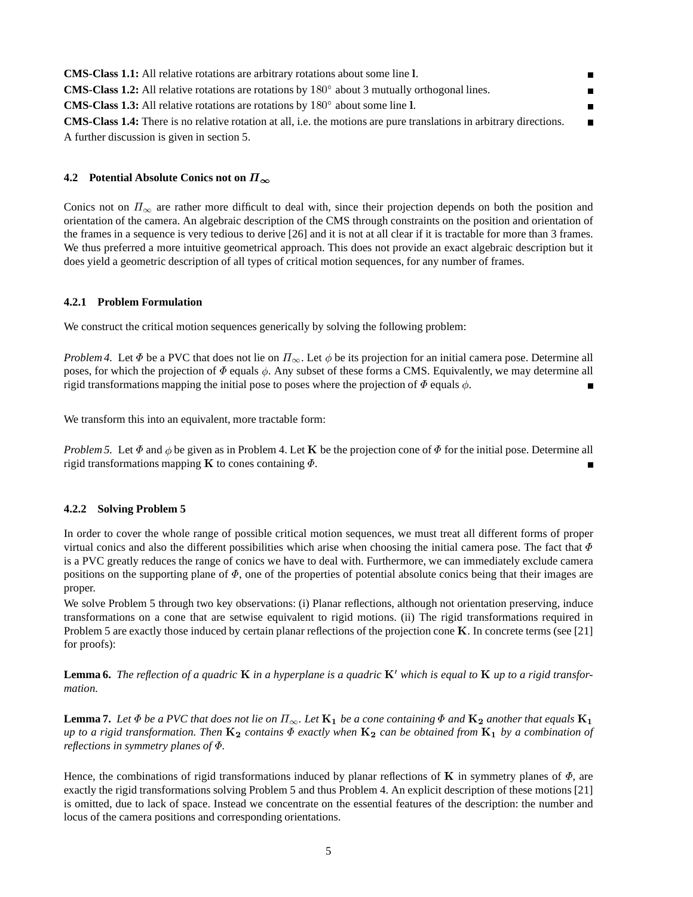**CMS-Class 1.1:** All relative rotations are arbitrary rotations about some line **l**. ■

**CMS-Class 1.2:** All relative rotations are rotations by $180^\circ$ about 3 mutually orthogonal lines. ■

**CMS-Class 1.3:** All relative rotations are rotations by $180^\circ$ about some line **l**. ■

**CMS-Class 1.4:** There is no relative rotation at all, i.e. the motions are pure translations in arbitrary directions. ■

A further discussion is given in section 5.

### 4.2 Potential Absolute Conics not on $\Pi_\infty$

Conics not on $\Pi_\infty$ are rather more difficult to deal with, since their projection depends on both the position and orientation of the camera. An algebraic description of the CMS through constraints on the position and orientation of the frames in a sequence is very tedious to derive [26] and it is not at all clear if it is tractable for more than 3 frames. We thus preferred a more intuitive geometrical approach. This does not provide an exact algebraic description but it does yield a geometric description of all types of critical motion sequences, for any number of frames.

#### 4.2.1 Problem Formulation

We construct the critical motion sequences generically by solving the following problem:

*Problem 4.* Let $\Phi$ be a PVC that does not lie on $\Pi_\infty$. Let $\phi$ be its projection for an initial camera pose. Determine all poses, for which the projection of $\Phi$ equals $\phi$. Any subset of these forms a CMS. Equivalently, we may determine all rigid transformations mapping the initial pose to poses where the projection of $\Phi$ equals $\phi$. ■

We transform this into an equivalent, more tractable form:

*Problem 5.* Let $\Phi$ and $\phi$ be given as in Problem 4. Let $\mathbf{K}$ be the projection cone of $\Phi$ for the initial pose. Determine all rigid transformations mapping $\mathbf{K}$ to cones containing $\Phi$. ■

#### 4.2.2 Solving Problem 5

In order to cover the whole range of possible critical motion sequences, we must treat all different forms of proper virtual conics and also the different possibilities which arise when choosing the initial camera pose. The fact that $\Phi$ is a PVC greatly reduces the range of conics we have to deal with. Furthermore, we can immediately exclude camera positions on the supporting plane of $\Phi$, one of the properties of potential absolute conics being that their images are proper.

We solve Problem 5 through two key observations: (i) Planar reflections, although not orientation preserving, induce transformations on a cone that are setwise equivalent to rigid motions. (ii) The rigid transformations required in Problem 5 are exactly those induced by certain planar reflections of the projection cone $\mathbf{K}$. In concrete terms (see [21] for proofs):

**Lemma 6.** *The reflection of a quadric $\mathbf{K}$ in a hyperplane is a quadric $\mathbf{K'}$ which is equal to $\mathbf{K}$ up to a rigid transformation.*

**Lemma 7.** *Let $\Phi$ be a PVC that does not lie on $\Pi_\infty$. Let $\mathbf{K_1}$ be a cone containing $\Phi$ and $\mathbf{K_2}$ another that equals $\mathbf{K_1}$ up to a rigid transformation. Then $\mathbf{K_2}$ contains $\Phi$ exactly when $\mathbf{K_2}$ can be obtained from $\mathbf{K_1}$ by a combination of reflections in symmetry planes of $\Phi$.*

Hence, the combinations of rigid transformations induced by planar reflections of $\mathbf{K}$ in symmetry planes of $\Phi$, are exactly the rigid transformations solving Problem 5 and thus Problem 4. An explicit description of these motions [21] is omitted, due to lack of space. Instead we concentrate on the essential features of the description: the number and locus of the camera positions and corresponding orientations.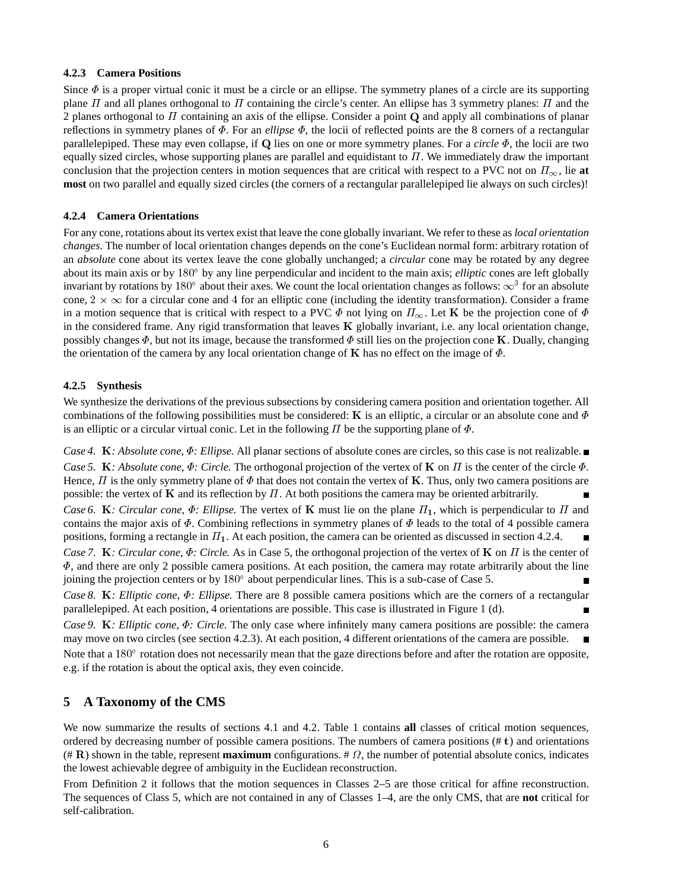#### 4.2.3 Camera Positions

Since $\Phi$ is a proper virtual conic it must be a circle or an ellipse. The symmetry planes of a circle are its supporting plane $\Pi$ and all planes orthogonal to $\Pi$ containing the circle's center. An ellipse has 3 symmetry planes: $\Pi$ and the 2 planes orthogonal to $\Pi$ containing an axis of the ellipse. Consider a point $\mathbf{Q}$ and apply all combinations of planar reflections in symmetry planes of $\Phi$. For an *ellipse* $\Phi$, the locii of reflected points are the 8 corners of a rectangular parallelepiped. These may even collapse, if $\mathbf{Q}$ lies on one or more symmetry planes. For a *circle* $\Phi$, the locii are two equally sized circles, whose supporting planes are parallel and equidistant to $\Pi$. We immediately draw the important conclusion that the projection centers in motion sequences that are critical with respect to a PVC not on $\Pi_\infty$, lie **at most** on two parallel and equally sized circles (the corners of a rectangular parallelepiped lie always on such circles)!

#### 4.2.4 Camera Orientations

For any cone, rotations about its vertex exist that leave the cone globally invariant. We refer to these as *local orientation changes*. The number of local orientation changes depends on the cone's Euclidean normal form: arbitrary rotation of an *absolute* cone about its vertex leave the cone globally unchanged; a *circular* cone may be rotated by any degree about its main axis or by $180^\circ$ by any line perpendicular and incident to the main axis; *elliptic* cones are left globally invariant by rotations by $180^\circ$ about their axes. We count the local orientation changes as follows: $\infty^3$ for an absolute cone, $2 \times \infty$ for a circular cone and 4 for an elliptic cone (including the identity transformation). Consider a frame in a motion sequence that is critical with respect to a PVC $\Phi$ not lying on $\Pi_\infty$. Let $\mathbf{K}$ be the projection cone of $\Phi$ in the considered frame. Any rigid transformation that leaves $\mathbf{K}$ globally invariant, i.e. any local orientation change, possibly changes $\Phi$, but not its image, because the transformed $\Phi$ still lies on the projection cone $\mathbf{K}$. Dually, changing the orientation of the camera by any local orientation change of $\mathbf{K}$ has no effect on the image of $\Phi$.

#### 4.2.5 Synthesis

We synthesize the derivations of the previous subsections by considering camera position and orientation together. All combinations of the following possibilities must be considered: $\mathbf{K}$ is an elliptic, a circular or an absolute cone and $\Phi$ is an elliptic or a circular virtual conic. Let in the following $\Pi$ be the supporting plane of $\Phi$.

*Case 4. $\mathbf{K}$: Absolute cone, $\Phi$: Ellipse.* All planar sections of absolute cones are circles, so this case is not realizable. ∎

*Case 5. $\mathbf{K}$: Absolute cone, $\Phi$: Circle.* The orthogonal projection of the vertex of $\mathbf{K}$ on $\Pi$ is the center of the circle $\Phi$. Hence, $\Pi$ is the only symmetry plane of $\Phi$ that does not contain the vertex of $\mathbf{K}$. Thus, only two camera positions are possible: the vertex of $\mathbf{K}$ and its reflection by $\Pi$. At both positions the camera may be oriented arbitrarily. ∎

*Case 6. $\mathbf{K}$: Circular cone, $\Phi$: Ellipse.* The vertex of $\mathbf{K}$ must lie on the plane $\Pi_1$, which is perpendicular to $\Pi$ and contains the major axis of $\Phi$. Combining reflections in symmetry planes of $\Phi$ leads to the total of 4 possible camera positions, forming a rectangle in $\Pi_1$. At each position, the camera can be oriented as discussed in section 4.2.4. ∎

*Case 7. $\mathbf{K}$: Circular cone, $\Phi$: Circle.* As in Case 5, the orthogonal projection of the vertex of $\mathbf{K}$ on $\Pi$ is the center of $\Phi$, and there are only 2 possible camera positions. At each position, the camera may rotate arbitrarily about the line joining the projection centers or by $180^\circ$ about perpendicular lines. This is a sub-case of Case 5. ∎

*Case 8. $\mathbf{K}$: Elliptic cone, $\Phi$: Ellipse.* There are 8 possible camera positions which are the corners of a rectangular parallelepiped. At each position, 4 orientations are possible. This case is illustrated in Figure 1 (d). ∎

*Case 9. $\mathbf{K}$: Elliptic cone, $\Phi$: Circle.* The only case where infinitely many camera positions are possible: the camera may move on two circles (see section 4.2.3). At each position, 4 different orientations of the camera are possible. ∎

Note that a $180^\circ$ rotation does not necessarily mean that the gaze directions before and after the rotation are opposite, e.g. if the rotation is about the optical axis, they even coincide.

## 5 A Taxonomy of the CMS

We now summarize the results of sections 4.1 and 4.2. Table 1 contains **all** classes of critical motion sequences, ordered by decreasing number of possible camera positions. The numbers of camera positions (# $\mathbf{t}$) and orientations (# $\mathbf{R}$) shown in the table, represent **maximum** configurations. # $\Omega$, the number of potential absolute conics, indicates the lowest achievable degree of ambiguity in the Euclidean reconstruction.

From Definition 2 it follows that the motion sequences in Classes 2–5 are those critical for affine reconstruction. The sequences of Class 5, which are not contained in any of Classes 1–4, are the only CMS, that are **not** critical for self-calibration.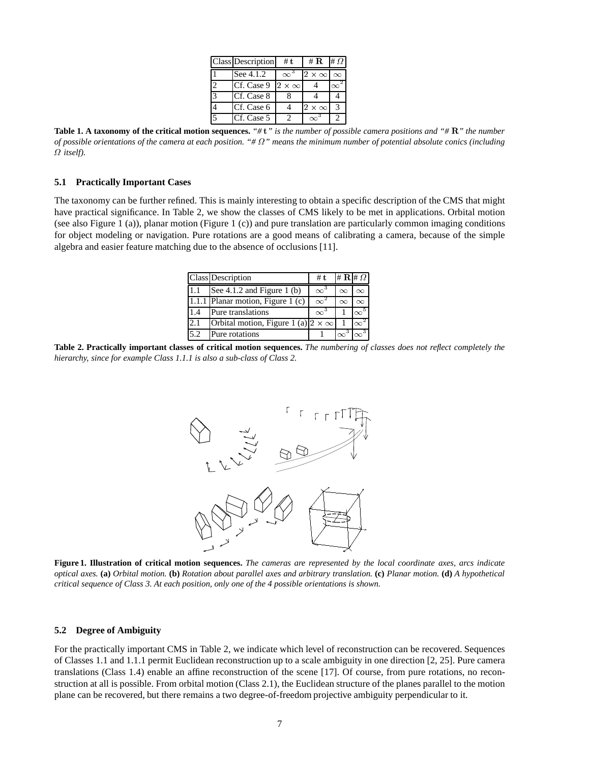| Class | Description | # $\mathbf{t}$ | # $\mathbf{R}$ | # $\Omega$ |
|---|---|---|---|---|
| 1 | See 4.1.2 | $\infty^3$ | $2 \times \infty$ | $\infty$ |
| 2 | Cf. Case 9 | $2 \times \infty$ | 4 | $\infty^2$ |
| 3 | Cf. Case 8 | 8 | 4 | 4 |
| 4 | Cf. Case 6 | 4 | $2 \times \infty$ | 3 |
| 5 | Cf. Case 5 | 2 | $\infty^3$ | 2 |

**Table 1. A taxonomy of the critical motion sequences.** *"# $\mathbf{t}$" is the number of possible camera positions and "# $\mathbf{R}$" the number of possible orientations of the camera at each position. "# $\Omega$" means the minimum number of potential absolute conics (including $\Omega$ itself).*

### 5.1 Practically Important Cases

The taxonomy can be further refined. This is mainly interesting to obtain a specific description of the CMS that might have practical significance. In Table 2, we show the classes of CMS likely to be met in applications. Orbital motion (see also Figure 1 (a)), planar motion (Figure 1 (c)) and pure translation are particularly common imaging conditions for object modeling or navigation. Pure rotations are a good means of calibrating a camera, because of the simple algebra and easier feature matching due to the absence of occlusions [11].

| Class | Description | # $\mathbf{t}$ | # $\mathbf{R}$ | # $\Omega$ |
|---|---|---|---|---|
| 1.1 | See 4.1.2 and Figure 1 (b) | $\infty^3$ | $\infty$ | $\infty$ |
| 1.1.1 | Planar motion, Figure 1 (c) | $\infty^2$ | $\infty$ | $\infty$ |
| 1.4 | Pure translations | $\infty^3$ | 1 | $\infty^5$ |
| 2.1 | Orbital motion, Figure 1 (a) | $2 \times \infty$ | 1 | $\infty^2$ |
| 5.2 | Pure rotations | 1 | $\infty^3$ | $\infty^3$ |

**Table 2. Practically important classes of critical motion sequences.** *The numbering of classes does not reflect completely the hierarchy, since for example Class 1.1.1 is also a sub-class of Class 2.*

**Figure 1. Illustration of critical motion sequences.** *The cameras are represented by the local coordinate axes, arcs indicate optical axes.* **(a)** *Orbital motion.* **(b)** *Rotation about parallel axes and arbitrary translation.* **(c)** *Planar motion.* **(d)** *A hypothetical critical sequence of Class 3. At each position, only one of the 4 possible orientations is shown.*

### 5.2 Degree of Ambiguity

For the practically important CMS in Table 2, we indicate which level of reconstruction can be recovered. Sequences of Classes 1.1 and 1.1.1 permit Euclidean reconstruction up to a scale ambiguity in one direction [2, 25]. Pure camera translations (Class 1.4) enable an affine reconstruction of the scene [17]. Of course, from pure rotations, no reconstruction at all is possible. From orbital motion (Class 2.1), the Euclidean structure of the planes parallel to the motion plane can be recovered, but there remains a two degree-of-freedom projective ambiguity perpendicular to it.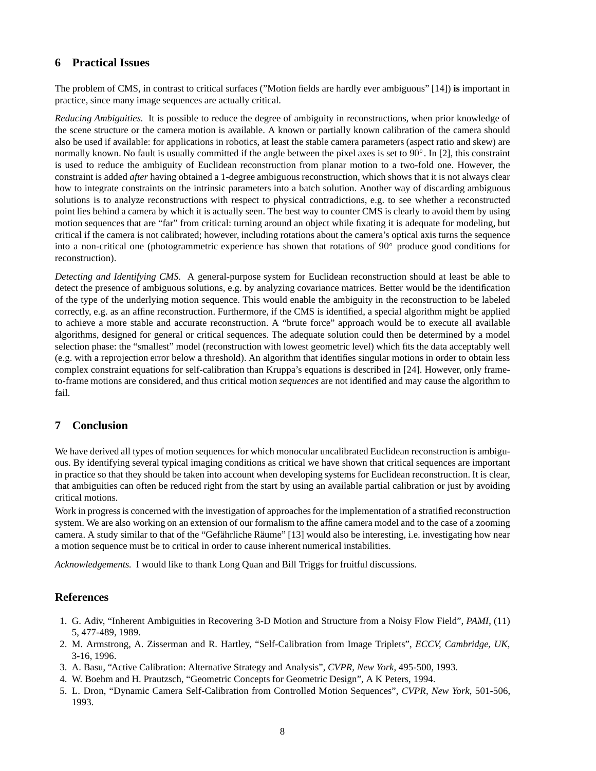## 6 Practical Issues

The problem of CMS, in contrast to critical surfaces (”Motion fields are hardly ever ambiguous” [14]) **is** important in practice, since many image sequences are actually critical.

*Reducing Ambiguities.* It is possible to reduce the degree of ambiguity in reconstructions, when prior knowledge of the scene structure or the camera motion is available. A known or partially known calibration of the camera should also be used if available: for applications in robotics, at least the stable camera parameters (aspect ratio and skew) are normally known. No fault is usually committed if the angle between the pixel axes is set to $90^\circ$. In [2], this constraint is used to reduce the ambiguity of Euclidean reconstruction from planar motion to a two-fold one. However, the constraint is added *after* having obtained a 1-degree ambiguous reconstruction, which shows that it is not always clear how to integrate constraints on the intrinsic parameters into a batch solution. Another way of discarding ambiguous solutions is to analyze reconstructions with respect to physical contradictions, e.g. to see whether a reconstructed point lies behind a camera by which it is actually seen. The best way to counter CMS is clearly to avoid them by using motion sequences that are “far” from critical: turning around an object while fixating it is adequate for modeling, but critical if the camera is not calibrated; however, including rotations about the camera's optical axis turns the sequence into a non-critical one (photogrammetric experience has shown that rotations of $90^\circ$ produce good conditions for reconstruction).

*Detecting and Identifying CMS.* A general-purpose system for Euclidean reconstruction should at least be able to detect the presence of ambiguous solutions, e.g. by analyzing covariance matrices. Better would be the identification of the type of the underlying motion sequence. This would enable the ambiguity in the reconstruction to be labeled correctly, e.g. as an affine reconstruction. Furthermore, if the CMS is identified, a special algorithm might be applied to achieve a more stable and accurate reconstruction. A “brute force” approach would be to execute all available algorithms, designed for general or critical sequences. The adequate solution could then be determined by a model selection phase: the “smallest” model (reconstruction with lowest geometric level) which fits the data acceptably well (e.g. with a reprojection error below a threshold). An algorithm that identifies singular motions in order to obtain less complex constraint equations for self-calibration than Kruppa's equations is described in [24]. However, only frame-to-frame motions are considered, and thus critical motion *sequences* are not identified and may cause the algorithm to fail.

## 7 Conclusion

We have derived all types of motion sequences for which monocular uncalibrated Euclidean reconstruction is ambiguous. By identifying several typical imaging conditions as critical we have shown that critical sequences are important in practice so that they should be taken into account when developing systems for Euclidean reconstruction. It is clear, that ambiguities can often be reduced right from the start by using an available partial calibration or just by avoiding critical motions.

Work in progress is concerned with the investigation of approaches for the implementation of a stratified reconstruction system. We are also working on an extension of our formalism to the affine camera model and to the case of a zooming camera. A study similar to that of the “Gefährliche Räume” [13] would also be interesting, i.e. investigating how near a motion sequence must be to critical in order to cause inherent numerical instabilities.

*Acknowledgements.* I would like to thank Long Quan and Bill Triggs for fruitful discussions.

## References

1. G. Adiv, “Inherent Ambiguities in Recovering 3-D Motion and Structure from a Noisy Flow Field”, *PAMI*, (11) 5, 477-489, 1989.
2. M. Armstrong, A. Zisserman and R. Hartley, “Self-Calibration from Image Triplets”, *ECCV, Cambridge, UK*, 3-16, 1996.
3. A. Basu, “Active Calibration: Alternative Strategy and Analysis”, *CVPR, New York*, 495-500, 1993.
4. W. Boehm and H. Prautzsch, “Geometric Concepts for Geometric Design”, A K Peters, 1994.
5. L. Dron, “Dynamic Camera Self-Calibration from Controlled Motion Sequences”, *CVPR, New York*, 501-506, 1993.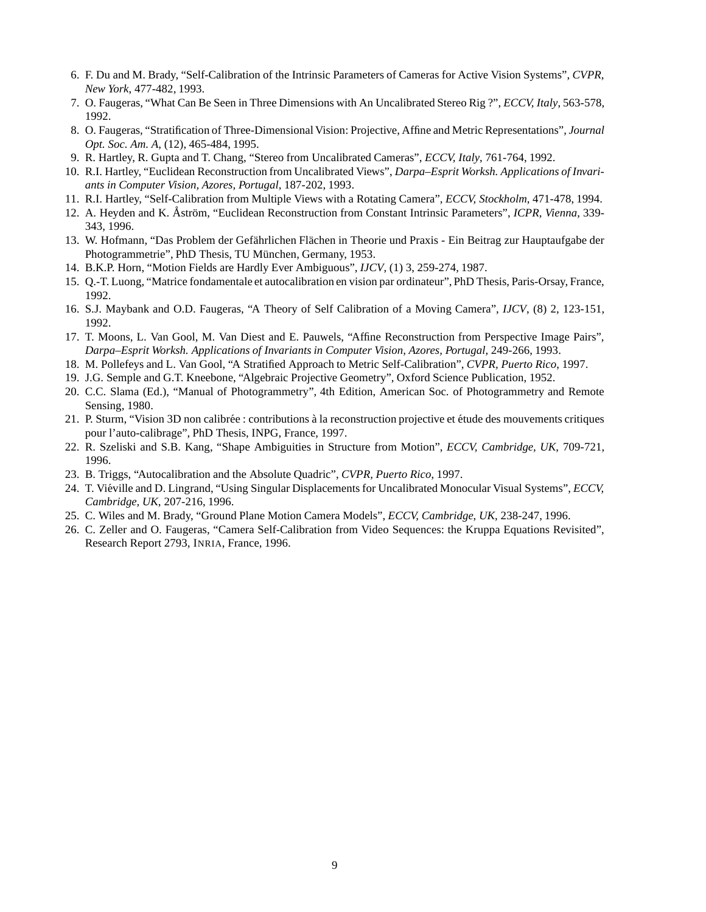6. F. Du and M. Brady, “Self-Calibration of the Intrinsic Parameters of Cameras for Active Vision Systems”, *CVPR, New York*, 477-482, 1993.
7. O. Faugeras, “What Can Be Seen in Three Dimensions with An Uncalibrated Stereo Rig ?”, *ECCV, Italy*, 563-578, 1992.
8. O. Faugeras, “Stratification of Three-Dimensional Vision: Projective, Affine and Metric Representations”, *Journal Opt. Soc. Am. A*, (12), 465-484, 1995.
9. R. Hartley, R. Gupta and T. Chang, “Stereo from Uncalibrated Cameras”, *ECCV, Italy*, 761-764, 1992.
10. R.I. Hartley, “Euclidean Reconstruction from Uncalibrated Views”, *Darpa–Esprit Worksh. Applications of Invariants in Computer Vision, Azores, Portugal*, 187-202, 1993.
11. R.I. Hartley, “Self-Calibration from Multiple Views with a Rotating Camera”, *ECCV, Stockholm*, 471-478, 1994.
12. A. Heyden and K. Åström, “Euclidean Reconstruction from Constant Intrinsic Parameters”, *ICPR, Vienna*, 339-343, 1996.
13. W. Hofmann, “Das Problem der Gefährlichen Flächen in Theorie und Praxis - Ein Beitrag zur Hauptaufgabe der Photogrammetrie”, PhD Thesis, TU München, Germany, 1953.
14. B.K.P. Horn, “Motion Fields are Hardly Ever Ambiguous”, *IJCV*, (1) 3, 259-274, 1987.
15. Q.-T. Luong, “Matrice fondamentale et autocalibration en vision par ordinateur”, PhD Thesis, Paris-Orsay, France, 1992.
16. S.J. Maybank and O.D. Faugeras, “A Theory of Self Calibration of a Moving Camera”, *IJCV*, (8) 2, 123-151, 1992.
17. T. Moons, L. Van Gool, M. Van Diest and E. Pauwels, “Affine Reconstruction from Perspective Image Pairs”, *Darpa–Esprit Worksh. Applications of Invariants in Computer Vision, Azores, Portugal*, 249-266, 1993.
18. M. Pollefeys and L. Van Gool, “A Stratified Approach to Metric Self-Calibration”, *CVPR, Puerto Rico*, 1997.
19. J.G. Semple and G.T. Kneebone, “Algebraic Projective Geometry”, Oxford Science Publication, 1952.
20. C.C. Slama (Ed.), “Manual of Photogrammetry”, 4th Edition, American Soc. of Photogrammetry and Remote Sensing, 1980.
21. P. Sturm, “Vision 3D non calibrée : contributions à la reconstruction projective et étude des mouvements critiques pour l’auto-calibrage”, PhD Thesis, INPG, France, 1997.
22. R. Szeliski and S.B. Kang, “Shape Ambiguities in Structure from Motion”, *ECCV, Cambridge, UK*, 709-721, 1996.
23. B. Triggs, “Autocalibration and the Absolute Quadric”, *CVPR, Puerto Rico*, 1997.
24. T. Viéville and D. Lingrand, “Using Singular Displacements for Uncalibrated Monocular Visual Systems”, *ECCV, Cambridge, UK*, 207-216, 1996.
25. C. Wiles and M. Brady, “Ground Plane Motion Camera Models”, *ECCV, Cambridge, UK*, 238-247, 1996.
26. C. Zeller and O. Faugeras, “Camera Self-Calibration from Video Sequences: the Kruppa Equations Revisited”, Research Report 2793, INRIA, France, 1996.